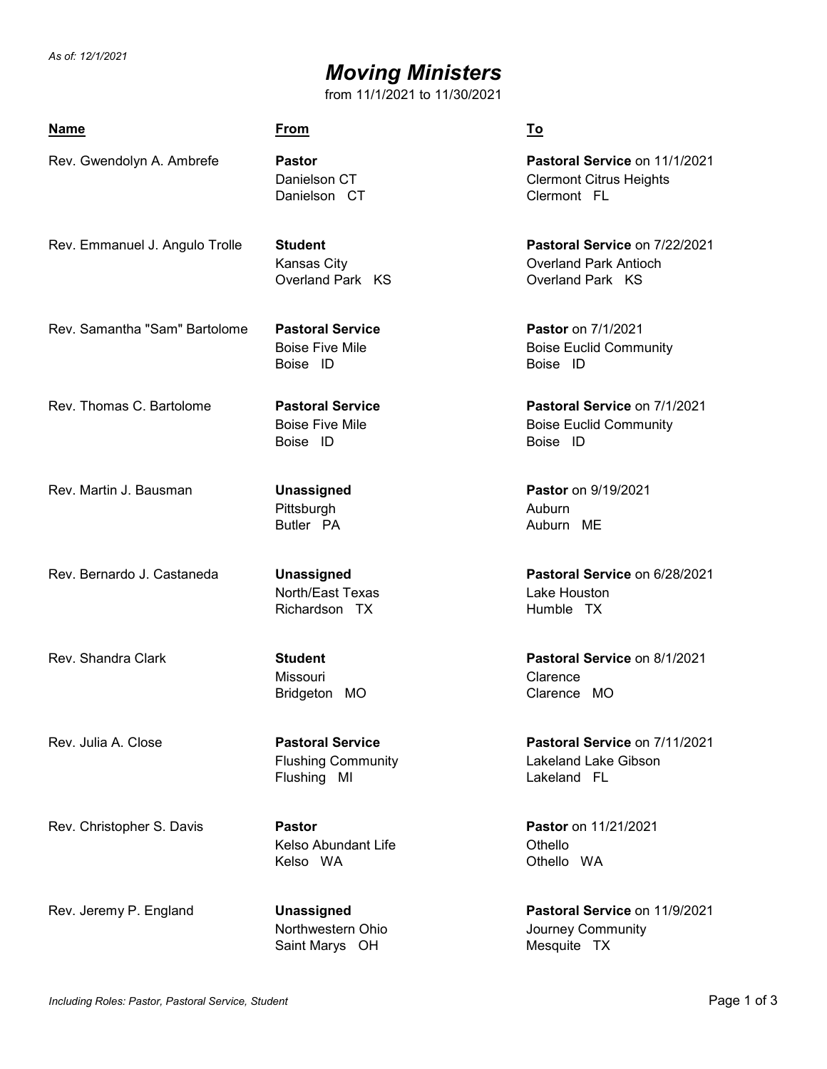*As of: 12/1/2021*

# *Moving Ministers*

from 11/1/2021 to 11/30/2021

| Name | From | To |
|---|---|---|
| Rev. Gwendolyn A. Ambrefe | **Pastor**<br>Danielson CT<br>Danielson CT | **Pastoral Service** on 11/1/2021<br>Clermont Citrus Heights<br>Clermont FL |
| Rev. Emmanuel J. Angulo Trolle | **Student**<br>Kansas City<br>Overland Park KS | **Pastoral Service** on 7/22/2021<br>Overland Park Antioch<br>Overland Park KS |
| Rev. Samantha "Sam" Bartolome | **Pastoral Service**<br>Boise Five Mile<br>Boise ID | **Pastor** on 7/1/2021<br>Boise Euclid Community<br>Boise ID |
| Rev. Thomas C. Bartolome | **Pastoral Service**<br>Boise Five Mile<br>Boise ID | **Pastoral Service** on 7/1/2021<br>Boise Euclid Community<br>Boise ID |
| Rev. Martin J. Bausman | **Unassigned**<br>Pittsburgh<br>Butler PA | **Pastor** on 9/19/2021<br>Auburn<br>Auburn ME |
| Rev. Bernardo J. Castaneda | **Unassigned**<br>North/East Texas<br>Richardson TX | **Pastoral Service** on 6/28/2021<br>Lake Houston<br>Humble TX |
| Rev. Shandra Clark | **Student**<br>Missouri<br>Bridgeton MO | **Pastoral Service** on 8/1/2021<br>Clarence<br>Clarence MO |
| Rev. Julia A. Close | **Pastoral Service**<br>Flushing Community<br>Flushing MI | **Pastoral Service** on 7/11/2021<br>Lakeland Lake Gibson<br>Lakeland FL |
| Rev. Christopher S. Davis | **Pastor**<br>Kelso Abundant Life<br>Kelso WA | **Pastor** on 11/21/2021<br>Othello<br>Othello WA |
| Rev. Jeremy P. England | **Unassigned**<br>Northwestern Ohio<br>Saint Marys OH | **Pastoral Service** on 11/9/2021<br>Journey Community<br>Mesquite TX |

*Including Roles: Pastor, Pastoral Service, Student*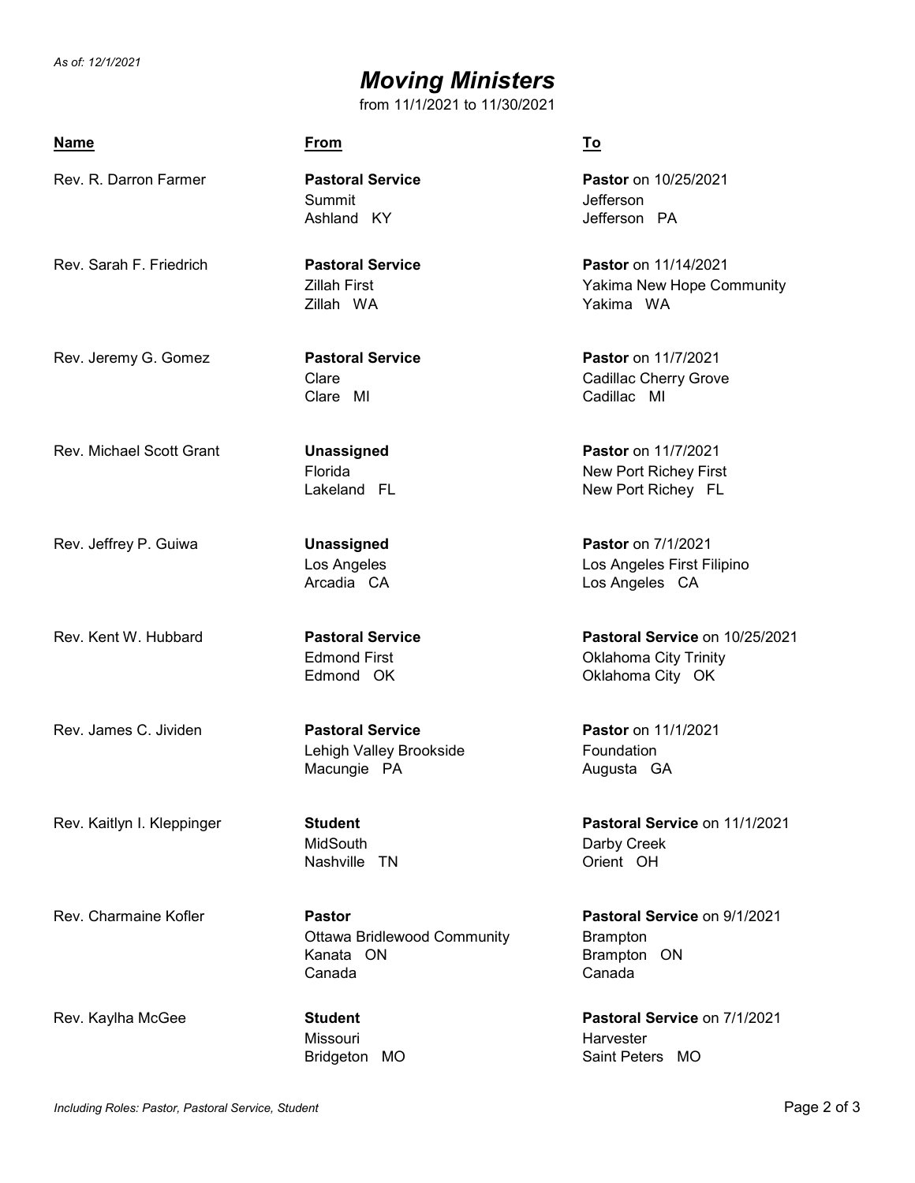*As of: 12/1/2021*

# *Moving Ministers*

from 11/1/2021 to 11/30/2021

| Name | From | To |
|---|---|---|
| Rev. R. Darron Farmer | **Pastoral Service**<br>Summit<br>Ashland KY | **Pastor** on 10/25/2021<br>Jefferson<br>Jefferson PA |
| Rev. Sarah F. Friedrich | **Pastoral Service**<br>Zillah First<br>Zillah WA | **Pastor** on 11/14/2021<br>Yakima New Hope Community<br>Yakima WA |
| Rev. Jeremy G. Gomez | **Pastoral Service**<br>Clare<br>Clare MI | **Pastor** on 11/7/2021<br>Cadillac Cherry Grove<br>Cadillac MI |
| Rev. Michael Scott Grant | **Unassigned**<br>Florida<br>Lakeland FL | **Pastor** on 11/7/2021<br>New Port Richey First<br>New Port Richey FL |
| Rev. Jeffrey P. Guiwa | **Unassigned**<br>Los Angeles<br>Arcadia CA | **Pastor** on 7/1/2021<br>Los Angeles First Filipino<br>Los Angeles CA |
| Rev. Kent W. Hubbard | **Pastoral Service**<br>Edmond First<br>Edmond OK | **Pastoral Service** on 10/25/2021<br>Oklahoma City Trinity<br>Oklahoma City OK |
| Rev. James C. Jividen | **Pastoral Service**<br>Lehigh Valley Brookside<br>Macungie PA | **Pastor** on 11/1/2021<br>Foundation<br>Augusta GA |
| Rev. Kaitlyn I. Kleppinger | **Student**<br>MidSouth<br>Nashville TN | **Pastoral Service** on 11/1/2021<br>Darby Creek<br>Orient OH |
| Rev. Charmaine Kofler | **Pastor**<br>Ottawa Bridlewood Community<br>Kanata ON<br>Canada | **Pastoral Service** on 9/1/2021<br>Brampton<br>Brampton ON<br>Canada |
| Rev. Kaylha McGee | **Student**<br>Missouri<br>Bridgeton MO | **Pastoral Service** on 7/1/2021<br>Harvester<br>Saint Peters MO |

*Including Roles: Pastor, Pastoral Service, Student*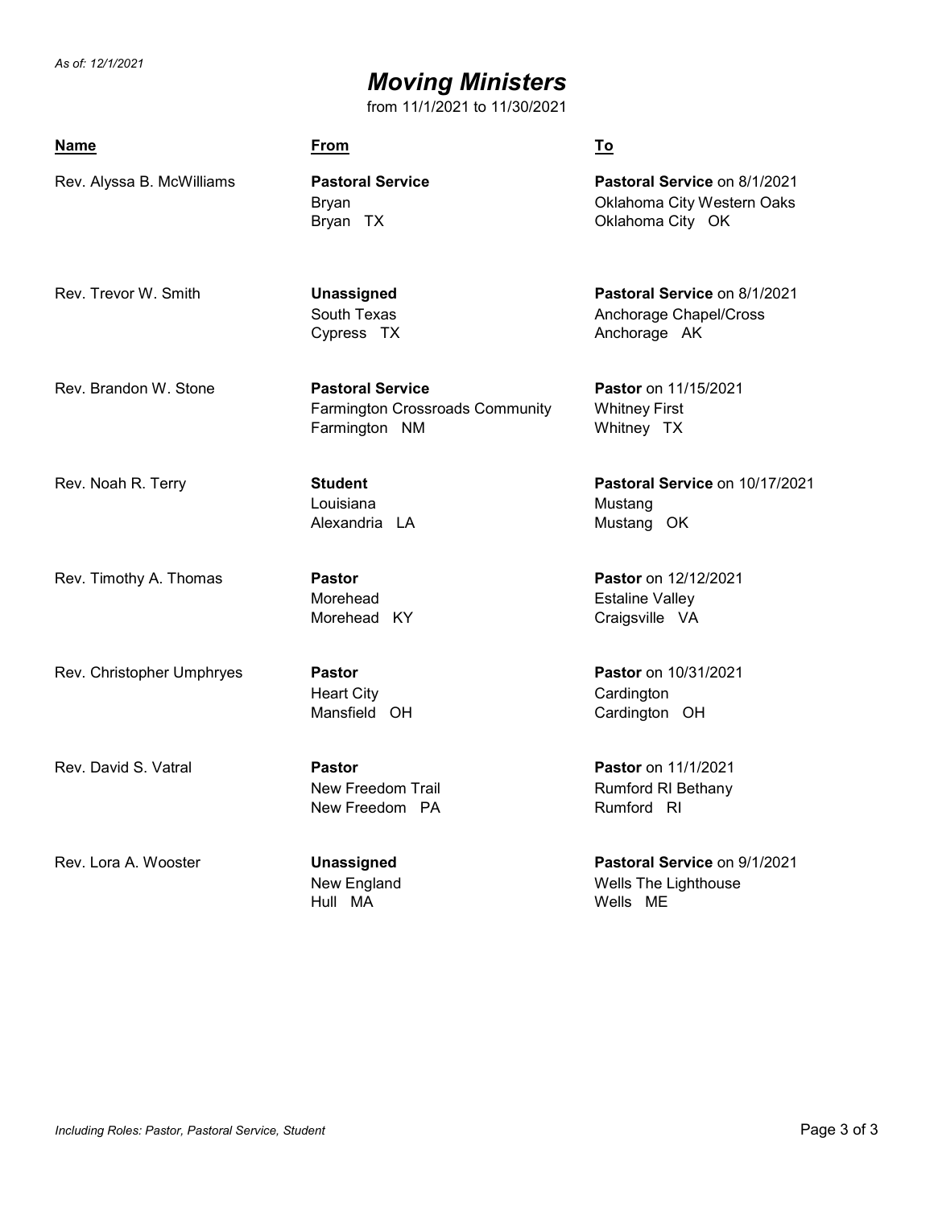*As of: 12/1/2021*

# *Moving Ministers*

from 11/1/2021 to 11/30/2021

| Name | From | To |
|---|---|---|
| Rev. Alyssa B. McWilliams | **Pastoral Service**<br>Bryan<br>Bryan TX | **Pastoral Service** on 8/1/2021<br>Oklahoma City Western Oaks<br>Oklahoma City OK |
| Rev. Trevor W. Smith | **Unassigned**<br>South Texas<br>Cypress TX | **Pastoral Service** on 8/1/2021<br>Anchorage Chapel/Cross<br>Anchorage AK |
| Rev. Brandon W. Stone | **Pastoral Service**<br>Farmington Crossroads Community<br>Farmington NM | **Pastor** on 11/15/2021<br>Whitney First<br>Whitney TX |
| Rev. Noah R. Terry | **Student**<br>Louisiana<br>Alexandria LA | **Pastoral Service** on 10/17/2021<br>Mustang<br>Mustang OK |
| Rev. Timothy A. Thomas | **Pastor**<br>Morehead<br>Morehead KY | **Pastor** on 12/12/2021<br>Estaline Valley<br>Craigsville VA |
| Rev. Christopher Umphryes | **Pastor**<br>Heart City<br>Mansfield OH | **Pastor** on 10/31/2021<br>Cardington<br>Cardington OH |
| Rev. David S. Vatral | **Pastor**<br>New Freedom Trail<br>New Freedom PA | **Pastor** on 11/1/2021<br>Rumford RI Bethany<br>Rumford RI |
| Rev. Lora A. Wooster | **Unassigned**<br>New England<br>Hull MA | **Pastoral Service** on 9/1/2021<br>Wells The Lighthouse<br>Wells ME |

*Including Roles: Pastor, Pastoral Service, Student*